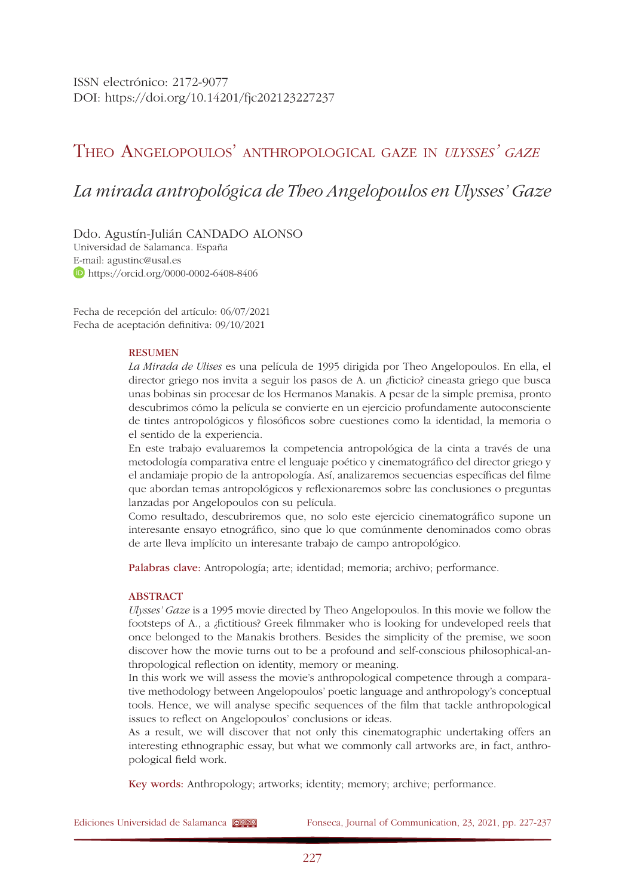ISSN electrónico: 2172-9077
DOI: https://doi.org/10.14201/fjc202123227237

# Theo Angelopoulos' anthropological gaze in *Ulysses' Gaze*

## *La mirada antropológica de Theo Angelopoulos en Ulysses' Gaze*

Ddo. Agustín-Julián CANDADO ALONSO
Universidad de Salamanca. España
E-mail: agustinc@usal.es
https://orcid.org/0000-0002-6408-8406

Fecha de recepción del artículo: 06/07/2021
Fecha de aceptación definitiva: 09/10/2021

**RESUMEN**

*La Mirada de Ulises* es una película de 1995 dirigida por Theo Angelopoulos. En ella, el director griego nos invita a seguir los pasos de A. un ¿ficticio? cineasta griego que busca unas bobinas sin procesar de los Hermanos Manakis. A pesar de la simple premisa, pronto descubrimos cómo la película se convierte en un ejercicio profundamente autoconsciente de tintes antropológicos y filosóficos sobre cuestiones como la identidad, la memoria o el sentido de la experiencia.

En este trabajo evaluaremos la competencia antropológica de la cinta a través de una metodología comparativa entre el lenguaje poético y cinematográfico del director griego y el andamiaje propio de la antropología. Así, analizaremos secuencias específicas del filme que abordan temas antropológicos y reflexionaremos sobre las conclusiones o preguntas lanzadas por Angelopoulos con su película.

Como resultado, descubriremos que, no solo este ejercicio cinematográfico supone un interesante ensayo etnográfico, sino que lo que comúnmente denominados como obras de arte lleva implícito un interesante trabajo de campo antropológico.

**Palabras clave:** Antropología; arte; identidad; memoria; archivo; performance.

**ABSTRACT**

*Ulysses' Gaze* is a 1995 movie directed by Theo Angelopoulos. In this movie we follow the footsteps of A., a ¿fictitious? Greek filmmaker who is looking for undeveloped reels that once belonged to the Manakis brothers. Besides the simplicity of the premise, we soon discover how the movie turns out to be a profound and self-conscious philosophical-anthropological reflection on identity, memory or meaning.

In this work we will assess the movie's anthropological competence through a comparative methodology between Angelopoulos' poetic language and anthropology's conceptual tools. Hence, we will analyse specific sequences of the film that tackle anthropological issues to reflect on Angelopoulos' conclusions or ideas.

As a result, we will discover that not only this cinematographic undertaking offers an interesting ethnographic essay, but what we commonly call artworks are, in fact, anthropological field work.

**Key words:** Anthropology; artworks; identity; memory; archive; performance.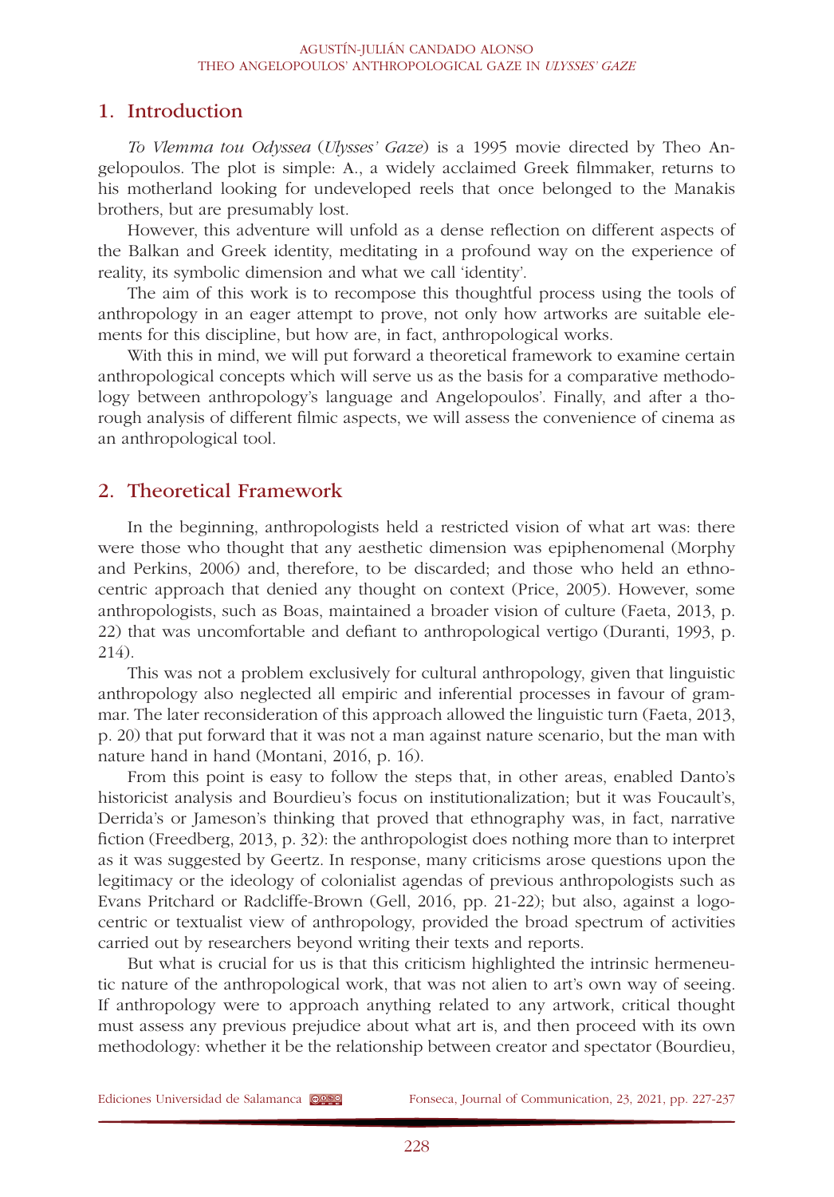## 1. Introduction

*To Vlemma tou Odyssea* (*Ulysses' Gaze*) is a 1995 movie directed by Theo Angelopoulos. The plot is simple: A., a widely acclaimed Greek filmmaker, returns to his motherland looking for undeveloped reels that once belonged to the Manakis brothers, but are presumably lost.

However, this adventure will unfold as a dense reflection on different aspects of the Balkan and Greek identity, meditating in a profound way on the experience of reality, its symbolic dimension and what we call 'identity'.

The aim of this work is to recompose this thoughtful process using the tools of anthropology in an eager attempt to prove, not only how artworks are suitable elements for this discipline, but how are, in fact, anthropological works.

With this in mind, we will put forward a theoretical framework to examine certain anthropological concepts which will serve us as the basis for a comparative methodology between anthropology's language and Angelopoulos'. Finally, and after a thorough analysis of different filmic aspects, we will assess the convenience of cinema as an anthropological tool.

## 2. Theoretical Framework

In the beginning, anthropologists held a restricted vision of what art was: there were those who thought that any aesthetic dimension was epiphenomenal (Morphy and Perkins, 2006) and, therefore, to be discarded; and those who held an ethnocentric approach that denied any thought on context (Price, 2005). However, some anthropologists, such as Boas, maintained a broader vision of culture (Faeta, 2013, p. 22) that was uncomfortable and defiant to anthropological vertigo (Duranti, 1993, p. 214).

This was not a problem exclusively for cultural anthropology, given that linguistic anthropology also neglected all empiric and inferential processes in favour of grammar. The later reconsideration of this approach allowed the linguistic turn (Faeta, 2013, p. 20) that put forward that it was not a man against nature scenario, but the man with nature hand in hand (Montani, 2016, p. 16).

From this point is easy to follow the steps that, in other areas, enabled Danto's historicist analysis and Bourdieu's focus on institutionalization; but it was Foucault's, Derrida's or Jameson's thinking that proved that ethnography was, in fact, narrative fiction (Freedberg, 2013, p. 32): the anthropologist does nothing more than to interpret as it was suggested by Geertz. In response, many criticisms arose questions upon the legitimacy or the ideology of colonialist agendas of previous anthropologists such as Evans Pritchard or Radcliffe-Brown (Gell, 2016, pp. 21-22); but also, against a logocentric or textualist view of anthropology, provided the broad spectrum of activities carried out by researchers beyond writing their texts and reports.

But what is crucial for us is that this criticism highlighted the intrinsic hermeneutic nature of the anthropological work, that was not alien to art's own way of seeing. If anthropology were to approach anything related to any artwork, critical thought must assess any previous prejudice about what art is, and then proceed with its own methodology: whether it be the relationship between creator and spectator (Bourdieu,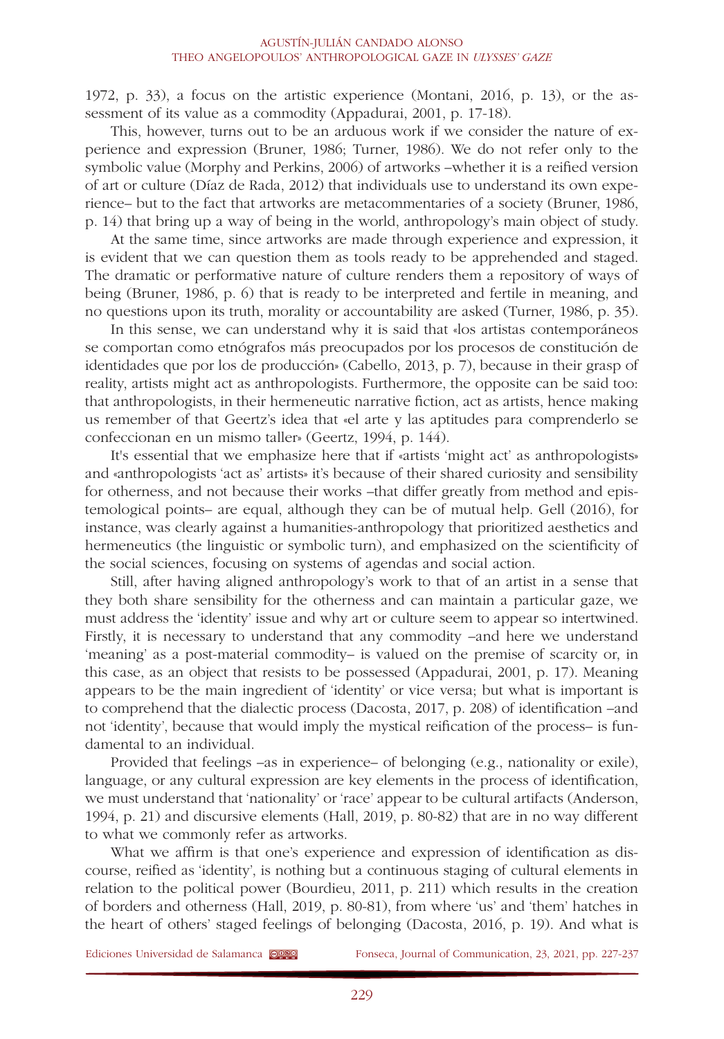1972, p. 33), a focus on the artistic experience (Montani, 2016, p. 13), or the assessment of its value as a commodity (Appadurai, 2001, p. 17-18).

This, however, turns out to be an arduous work if we consider the nature of experience and expression (Bruner, 1986; Turner, 1986). We do not refer only to the symbolic value (Morphy and Perkins, 2006) of artworks –whether it is a reified version of art or culture (Díaz de Rada, 2012) that individuals use to understand its own experience– but to the fact that artworks are metacommentaries of a society (Bruner, 1986, p. 14) that bring up a way of being in the world, anthropology's main object of study.

At the same time, since artworks are made through experience and expression, it is evident that we can question them as tools ready to be apprehended and staged. The dramatic or performative nature of culture renders them a repository of ways of being (Bruner, 1986, p. 6) that is ready to be interpreted and fertile in meaning, and no questions upon its truth, morality or accountability are asked (Turner, 1986, p. 35).

In this sense, we can understand why it is said that «los artistas contemporáneos se comportan como etnógrafos más preocupados por los procesos de constitución de identidades que por los de producción» (Cabello, 2013, p. 7), because in their grasp of reality, artists might act as anthropologists. Furthermore, the opposite can be said too: that anthropologists, in their hermeneutic narrative fiction, act as artists, hence making us remember of that Geertz's idea that «el arte y las aptitudes para comprenderlo se confeccionan en un mismo taller» (Geertz, 1994, p. 144).

It's essential that we emphasize here that if «artists 'might act' as anthropologists» and «anthropologists 'act as' artists» it's because of their shared curiosity and sensibility for otherness, and not because their works –that differ greatly from method and epistemological points– are equal, although they can be of mutual help. Gell (2016), for instance, was clearly against a humanities-anthropology that prioritized aesthetics and hermeneutics (the linguistic or symbolic turn), and emphasized on the scientificity of the social sciences, focusing on systems of agendas and social action.

Still, after having aligned anthropology's work to that of an artist in a sense that they both share sensibility for the otherness and can maintain a particular gaze, we must address the 'identity' issue and why art or culture seem to appear so intertwined. Firstly, it is necessary to understand that any commodity –and here we understand 'meaning' as a post-material commodity– is valued on the premise of scarcity or, in this case, as an object that resists to be possessed (Appadurai, 2001, p. 17). Meaning appears to be the main ingredient of 'identity' or vice versa; but what is important is to comprehend that the dialectic process (Dacosta, 2017, p. 208) of identification –and not 'identity', because that would imply the mystical reification of the process– is fundamental to an individual.

Provided that feelings –as in experience– of belonging (e.g., nationality or exile), language, or any cultural expression are key elements in the process of identification, we must understand that 'nationality' or 'race' appear to be cultural artifacts (Anderson, 1994, p. 21) and discursive elements (Hall, 2019, p. 80-82) that are in no way different to what we commonly refer as artworks.

What we affirm is that one's experience and expression of identification as discourse, reified as 'identity', is nothing but a continuous staging of cultural elements in relation to the political power (Bourdieu, 2011, p. 211) which results in the creation of borders and otherness (Hall, 2019, p. 80-81), from where 'us' and 'them' hatches in the heart of others' staged feelings of belonging (Dacosta, 2016, p. 19). And what is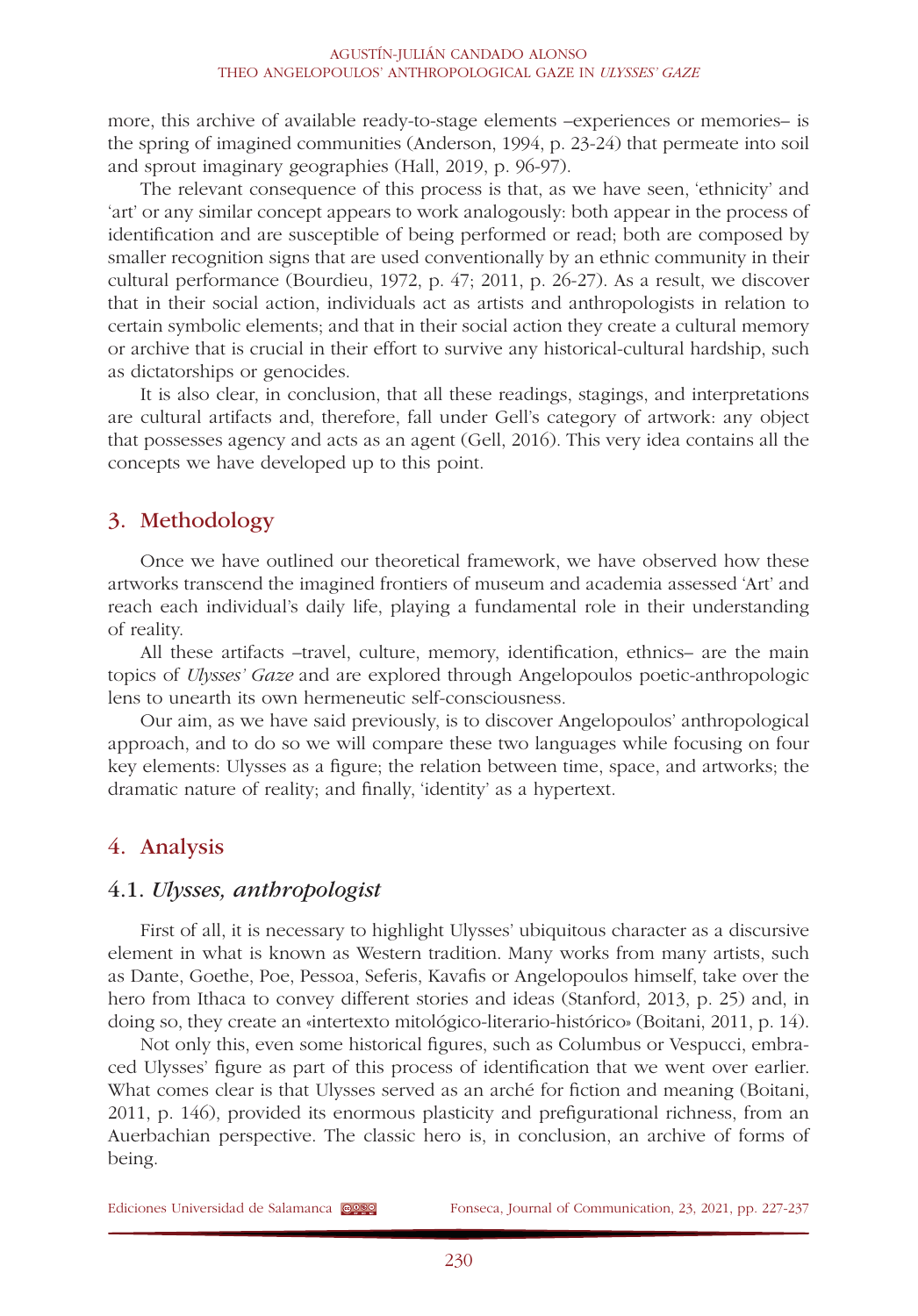more, this archive of available ready-to-stage elements –experiences or memories– is the spring of imagined communities (Anderson, 1994, p. 23-24) that permeate into soil and sprout imaginary geographies (Hall, 2019, p. 96-97).

The relevant consequence of this process is that, as we have seen, 'ethnicity' and 'art' or any similar concept appears to work analogously: both appear in the process of identification and are susceptible of being performed or read; both are composed by smaller recognition signs that are used conventionally by an ethnic community in their cultural performance (Bourdieu, 1972, p. 47; 2011, p. 26-27). As a result, we discover that in their social action, individuals act as artists and anthropologists in relation to certain symbolic elements; and that in their social action they create a cultural memory or archive that is crucial in their effort to survive any historical-cultural hardship, such as dictatorships or genocides.

It is also clear, in conclusion, that all these readings, stagings, and interpretations are cultural artifacts and, therefore, fall under Gell's category of artwork: any object that possesses agency and acts as an agent (Gell, 2016). This very idea contains all the concepts we have developed up to this point.

## 3. Methodology

Once we have outlined our theoretical framework, we have observed how these artworks transcend the imagined frontiers of museum and academia assessed 'Art' and reach each individual's daily life, playing a fundamental role in their understanding of reality.

All these artifacts –travel, culture, memory, identification, ethnics– are the main topics of *Ulysses' Gaze* and are explored through Angelopoulos poetic-anthropologic lens to unearth its own hermeneutic self-consciousness.

Our aim, as we have said previously, is to discover Angelopoulos' anthropological approach, and to do so we will compare these two languages while focusing on four key elements: Ulysses as a figure; the relation between time, space, and artworks; the dramatic nature of reality; and finally, 'identity' as a hypertext.

## 4. Analysis

### 4.1. *Ulysses, anthropologist*

First of all, it is necessary to highlight Ulysses' ubiquitous character as a discursive element in what is known as Western tradition. Many works from many artists, such as Dante, Goethe, Poe, Pessoa, Seferis, Kavafis or Angelopoulos himself, take over the hero from Ithaca to convey different stories and ideas (Stanford, 2013, p. 25) and, in doing so, they create an «intertexto mitológico-literario-histórico» (Boitani, 2011, p. 14).

Not only this, even some historical figures, such as Columbus or Vespucci, embraced Ulysses' figure as part of this process of identification that we went over earlier. What comes clear is that Ulysses served as an arché for fiction and meaning (Boitani, 2011, p. 146), provided its enormous plasticity and prefigurational richness, from an Auerbachian perspective. The classic hero is, in conclusion, an archive of forms of being.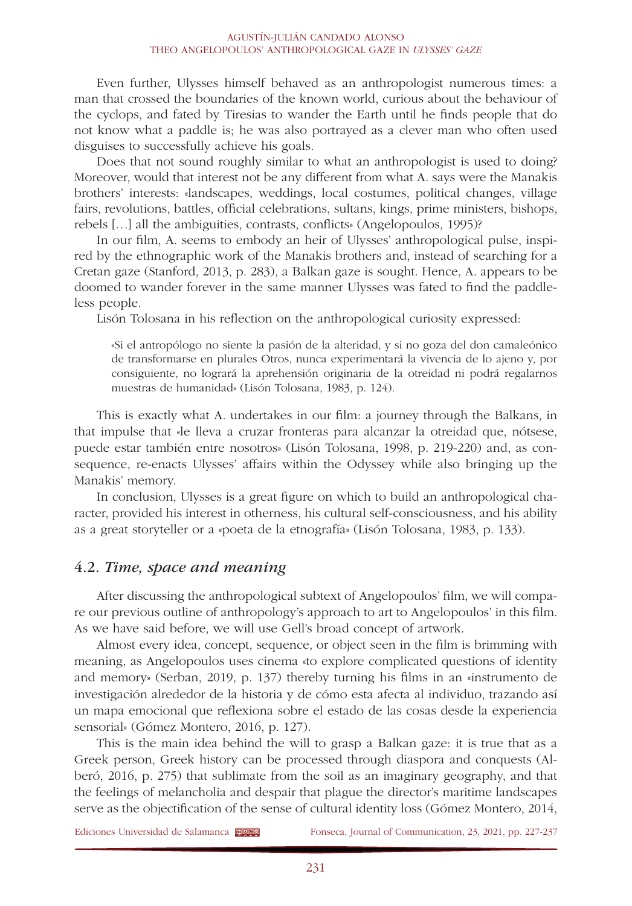Even further, Ulysses himself behaved as an anthropologist numerous times: a man that crossed the boundaries of the known world, curious about the behaviour of the cyclops, and fated by Tiresias to wander the Earth until he finds people that do not know what a paddle is; he was also portrayed as a clever man who often used disguises to successfully achieve his goals.

Does that not sound roughly similar to what an anthropologist is used to doing? Moreover, would that interest not be any different from what A. says were the Manakis brothers' interests: «landscapes, weddings, local costumes, political changes, village fairs, revolutions, battles, official celebrations, sultans, kings, prime ministers, bishops, rebels […] all the ambiguities, contrasts, conflicts» (Angelopoulos, 1995)?

In our film, A. seems to embody an heir of Ulysses' anthropological pulse, inspired by the ethnographic work of the Manakis brothers and, instead of searching for a Cretan gaze (Stanford, 2013, p. 283), a Balkan gaze is sought. Hence, A. appears to be doomed to wander forever in the same manner Ulysses was fated to find the paddleless people.

Lisón Tolosana in his reflection on the anthropological curiosity expressed:

> «Si el antropólogo no siente la pasión de la alteridad, y si no goza del don camaleónico de transformarse en plurales Otros, nunca experimentará la vivencia de lo ajeno y, por consiguiente, no logrará la aprehensión originaria de la otreidad ni podrá regalarnos muestras de humanidad» (Lisón Tolosana, 1983, p. 124).

This is exactly what A. undertakes in our film: a journey through the Balkans, in that impulse that «le lleva a cruzar fronteras para alcanzar la otreidad que, nótsese, puede estar también entre nosotros» (Lisón Tolosana, 1998, p. 219-220) and, as consequence, re-enacts Ulysses' affairs within the Odyssey while also bringing up the Manakis' memory.

In conclusion, Ulysses is a great figure on which to build an anthropological character, provided his interest in otherness, his cultural self-consciousness, and his ability as a great storyteller or a «poeta de la etnografía» (Lisón Tolosana, 1983, p. 133).

## 4.2. *Time, space and meaning*

After discussing the anthropological subtext of Angelopoulos' film, we will compare our previous outline of anthropology's approach to art to Angelopoulos' in this film. As we have said before, we will use Gell's broad concept of artwork.

Almost every idea, concept, sequence, or object seen in the film is brimming with meaning, as Angelopoulos uses cinema «to explore complicated questions of identity and memory» (Serban, 2019, p. 137) thereby turning his films in an «instrumento de investigación alrededor de la historia y de cómo esta afecta al individuo, trazando así un mapa emocional que reflexiona sobre el estado de las cosas desde la experiencia sensorial» (Gómez Montero, 2016, p. 127).

This is the main idea behind the will to grasp a Balkan gaze: it is true that as a Greek person, Greek history can be processed through diaspora and conquests (Alberó, 2016, p. 275) that sublimate from the soil as an imaginary geography, and that the feelings of melancholia and despair that plague the director's maritime landscapes serve as the objectification of the sense of cultural identity loss (Gómez Montero, 2014,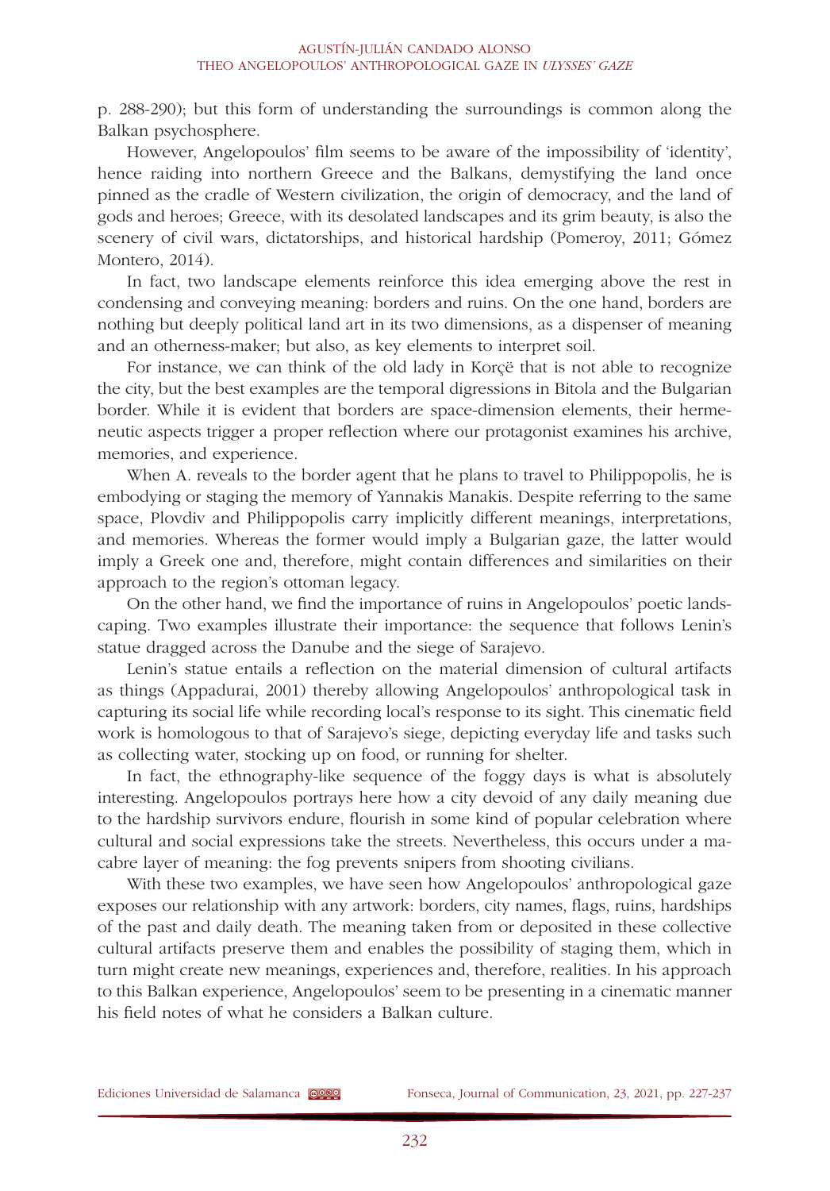p. 288-290); but this form of understanding the surroundings is common along the Balkan psychosphere.

However, Angelopoulos' film seems to be aware of the impossibility of 'identity', hence raiding into northern Greece and the Balkans, demystifying the land once pinned as the cradle of Western civilization, the origin of democracy, and the land of gods and heroes; Greece, with its desolated landscapes and its grim beauty, is also the scenery of civil wars, dictatorships, and historical hardship (Pomeroy, 2011; Gómez Montero, 2014).

In fact, two landscape elements reinforce this idea emerging above the rest in condensing and conveying meaning: borders and ruins. On the one hand, borders are nothing but deeply political land art in its two dimensions, as a dispenser of meaning and an otherness-maker; but also, as key elements to interpret soil.

For instance, we can think of the old lady in Korçë that is not able to recognize the city, but the best examples are the temporal digressions in Bitola and the Bulgarian border. While it is evident that borders are space-dimension elements, their hermeneutic aspects trigger a proper reflection where our protagonist examines his archive, memories, and experience.

When A. reveals to the border agent that he plans to travel to Philippopolis, he is embodying or staging the memory of Yannakis Manakis. Despite referring to the same space, Plovdiv and Philippopolis carry implicitly different meanings, interpretations, and memories. Whereas the former would imply a Bulgarian gaze, the latter would imply a Greek one and, therefore, might contain differences and similarities on their approach to the region's ottoman legacy.

On the other hand, we find the importance of ruins in Angelopoulos' poetic landscaping. Two examples illustrate their importance: the sequence that follows Lenin's statue dragged across the Danube and the siege of Sarajevo.

Lenin's statue entails a reflection on the material dimension of cultural artifacts as things (Appadurai, 2001) thereby allowing Angelopoulos' anthropological task in capturing its social life while recording local's response to its sight. This cinematic field work is homologous to that of Sarajevo's siege, depicting everyday life and tasks such as collecting water, stocking up on food, or running for shelter.

In fact, the ethnography-like sequence of the foggy days is what is absolutely interesting. Angelopoulos portrays here how a city devoid of any daily meaning due to the hardship survivors endure, flourish in some kind of popular celebration where cultural and social expressions take the streets. Nevertheless, this occurs under a macabre layer of meaning: the fog prevents snipers from shooting civilians.

With these two examples, we have seen how Angelopoulos' anthropological gaze exposes our relationship with any artwork: borders, city names, flags, ruins, hardships of the past and daily death. The meaning taken from or deposited in these collective cultural artifacts preserve them and enables the possibility of staging them, which in turn might create new meanings, experiences and, therefore, realities. In his approach to this Balkan experience, Angelopoulos' seem to be presenting in a cinematic manner his field notes of what he considers a Balkan culture.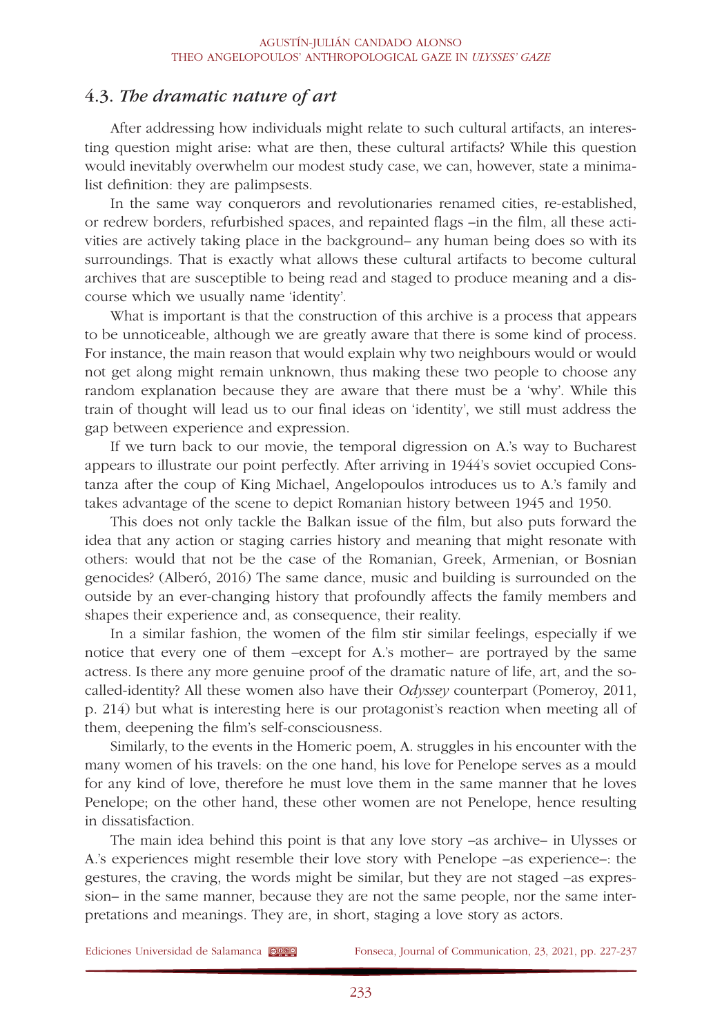### 4.3. *The dramatic nature of art*

After addressing how individuals might relate to such cultural artifacts, an interesting question might arise: what are then, these cultural artifacts? While this question would inevitably overwhelm our modest study case, we can, however, state a minimalist definition: they are palimpsests.

In the same way conquerors and revolutionaries renamed cities, re-established, or redrew borders, refurbished spaces, and repainted flags –in the film, all these activities are actively taking place in the background– any human being does so with its surroundings. That is exactly what allows these cultural artifacts to become cultural archives that are susceptible to being read and staged to produce meaning and a discourse which we usually name 'identity'.

What is important is that the construction of this archive is a process that appears to be unnoticeable, although we are greatly aware that there is some kind of process. For instance, the main reason that would explain why two neighbours would or would not get along might remain unknown, thus making these two people to choose any random explanation because they are aware that there must be a 'why'. While this train of thought will lead us to our final ideas on 'identity', we still must address the gap between experience and expression.

If we turn back to our movie, the temporal digression on A.'s way to Bucharest appears to illustrate our point perfectly. After arriving in 1944's soviet occupied Constanza after the coup of King Michael, Angelopoulos introduces us to A.'s family and takes advantage of the scene to depict Romanian history between 1945 and 1950.

This does not only tackle the Balkan issue of the film, but also puts forward the idea that any action or staging carries history and meaning that might resonate with others: would that not be the case of the Romanian, Greek, Armenian, or Bosnian genocides? (Alberó, 2016) The same dance, music and building is surrounded on the outside by an ever-changing history that profoundly affects the family members and shapes their experience and, as consequence, their reality.

In a similar fashion, the women of the film stir similar feelings, especially if we notice that every one of them –except for A.'s mother– are portrayed by the same actress. Is there any more genuine proof of the dramatic nature of life, art, and the so-called-identity? All these women also have their *Odyssey* counterpart (Pomeroy, 2011, p. 214) but what is interesting here is our protagonist's reaction when meeting all of them, deepening the film's self-consciousness.

Similarly, to the events in the Homeric poem, A. struggles in his encounter with the many women of his travels: on the one hand, his love for Penelope serves as a mould for any kind of love, therefore he must love them in the same manner that he loves Penelope; on the other hand, these other women are not Penelope, hence resulting in dissatisfaction.

The main idea behind this point is that any love story –as archive– in Ulysses or A.'s experiences might resemble their love story with Penelope –as experience–: the gestures, the craving, the words might be similar, but they are not staged –as expression– in the same manner, because they are not the same people, nor the same interpretations and meanings. They are, in short, staging a love story as actors.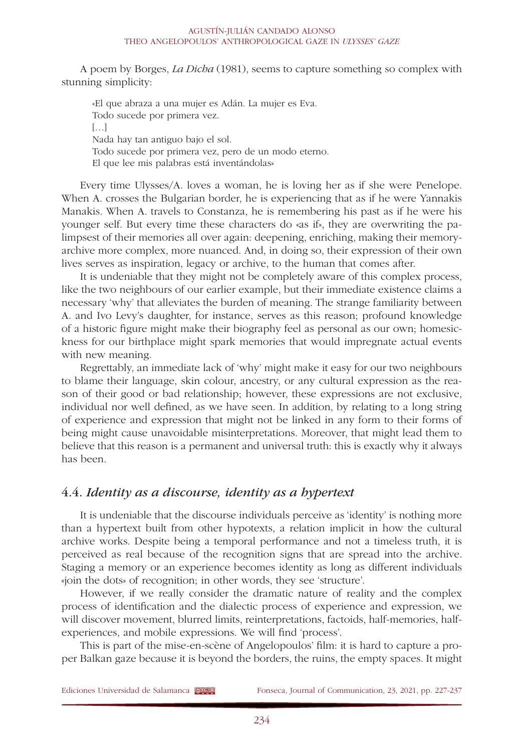A poem by Borges, *La Dicha* (1981), seems to capture something so complex with stunning simplicity:

> «El que abraza a una mujer es Adán. La mujer es Eva.
> Todo sucede por primera vez.
> […]
> Nada hay tan antiguo bajo el sol.
> Todo sucede por primera vez, pero de un modo eterno.
> El que lee mis palabras está inventándolas»

Every time Ulysses/A. loves a woman, he is loving her as if she were Penelope. When A. crosses the Bulgarian border, he is experiencing that as if he were Yannakis Manakis. When A. travels to Constanza, he is remembering his past as if he were his younger self. But every time these characters do «as if», they are overwriting the palimpsest of their memories all over again: deepening, enriching, making their memory-archive more complex, more nuanced. And, in doing so, their expression of their own lives serves as inspiration, legacy or archive, to the human that comes after.

It is undeniable that they might not be completely aware of this complex process, like the two neighbours of our earlier example, but their immediate existence claims a necessary 'why' that alleviates the burden of meaning. The strange familiarity between A. and Ivo Levy's daughter, for instance, serves as this reason; profound knowledge of a historic figure might make their biography feel as personal as our own; homesickness for our birthplace might spark memories that would impregnate actual events with new meaning.

Regrettably, an immediate lack of 'why' might make it easy for our two neighbours to blame their language, skin colour, ancestry, or any cultural expression as the reason of their good or bad relationship; however, these expressions are not exclusive, individual nor well defined, as we have seen. In addition, by relating to a long string of experience and expression that might not be linked in any form to their forms of being might cause unavoidable misinterpretations. Moreover, that might lead them to believe that this reason is a permanent and universal truth: this is exactly why it always has been.

## 4.4. *Identity as a discourse, identity as a hypertext*

It is undeniable that the discourse individuals perceive as 'identity' is nothing more than a hypertext built from other hypotexts, a relation implicit in how the cultural archive works. Despite being a temporal performance and not a timeless truth, it is perceived as real because of the recognition signs that are spread into the archive. Staging a memory or an experience becomes identity as long as different individuals «join the dots» of recognition; in other words, they see 'structure'.

However, if we really consider the dramatic nature of reality and the complex process of identification and the dialectic process of experience and expression, we will discover movement, blurred limits, reinterpretations, factoids, half-memories, half-experiences, and mobile expressions. We will find 'process'.

This is part of the mise-en-scène of Angelopoulos' film: it is hard to capture a proper Balkan gaze because it is beyond the borders, the ruins, the empty spaces. It might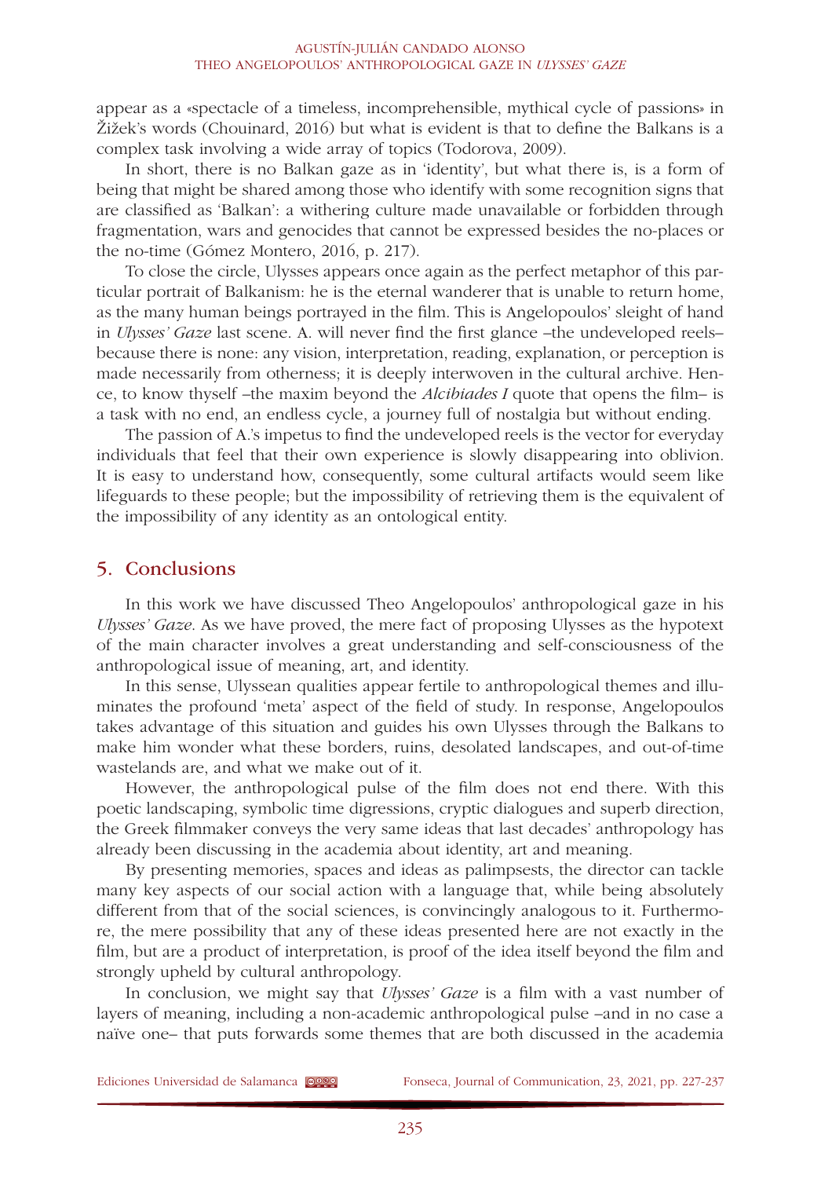appear as a «spectacle of a timeless, incomprehensible, mythical cycle of passions» in Žižek's words (Chouinard, 2016) but what is evident is that to define the Balkans is a complex task involving a wide array of topics (Todorova, 2009).

In short, there is no Balkan gaze as in 'identity', but what there is, is a form of being that might be shared among those who identify with some recognition signs that are classified as 'Balkan': a withering culture made unavailable or forbidden through fragmentation, wars and genocides that cannot be expressed besides the no-places or the no-time (Gómez Montero, 2016, p. 217).

To close the circle, Ulysses appears once again as the perfect metaphor of this particular portrait of Balkanism: he is the eternal wanderer that is unable to return home, as the many human beings portrayed in the film. This is Angelopoulos' sleight of hand in *Ulysses' Gaze* last scene. A. will never find the first glance –the undeveloped reels– because there is none: any vision, interpretation, reading, explanation, or perception is made necessarily from otherness; it is deeply interwoven in the cultural archive. Hence, to know thyself –the maxim beyond the *Alcibiades I* quote that opens the film– is a task with no end, an endless cycle, a journey full of nostalgia but without ending.

The passion of A.'s impetus to find the undeveloped reels is the vector for everyday individuals that feel that their own experience is slowly disappearing into oblivion. It is easy to understand how, consequently, some cultural artifacts would seem like lifeguards to these people; but the impossibility of retrieving them is the equivalent of the impossibility of any identity as an ontological entity.

## 5. Conclusions

In this work we have discussed Theo Angelopoulos' anthropological gaze in his *Ulysses' Gaze*. As we have proved, the mere fact of proposing Ulysses as the hypotext of the main character involves a great understanding and self-consciousness of the anthropological issue of meaning, art, and identity.

In this sense, Ulyssean qualities appear fertile to anthropological themes and illuminates the profound 'meta' aspect of the field of study. In response, Angelopoulos takes advantage of this situation and guides his own Ulysses through the Balkans to make him wonder what these borders, ruins, desolated landscapes, and out-of-time wastelands are, and what we make out of it.

However, the anthropological pulse of the film does not end there. With this poetic landscaping, symbolic time digressions, cryptic dialogues and superb direction, the Greek filmmaker conveys the very same ideas that last decades' anthropology has already been discussing in the academia about identity, art and meaning.

By presenting memories, spaces and ideas as palimpsests, the director can tackle many key aspects of our social action with a language that, while being absolutely different from that of the social sciences, is convincingly analogous to it. Furthermore, the mere possibility that any of these ideas presented here are not exactly in the film, but are a product of interpretation, is proof of the idea itself beyond the film and strongly upheld by cultural anthropology.

In conclusion, we might say that *Ulysses' Gaze* is a film with a vast number of layers of meaning, including a non-academic anthropological pulse –and in no case a naïve one– that puts forwards some themes that are both discussed in the academia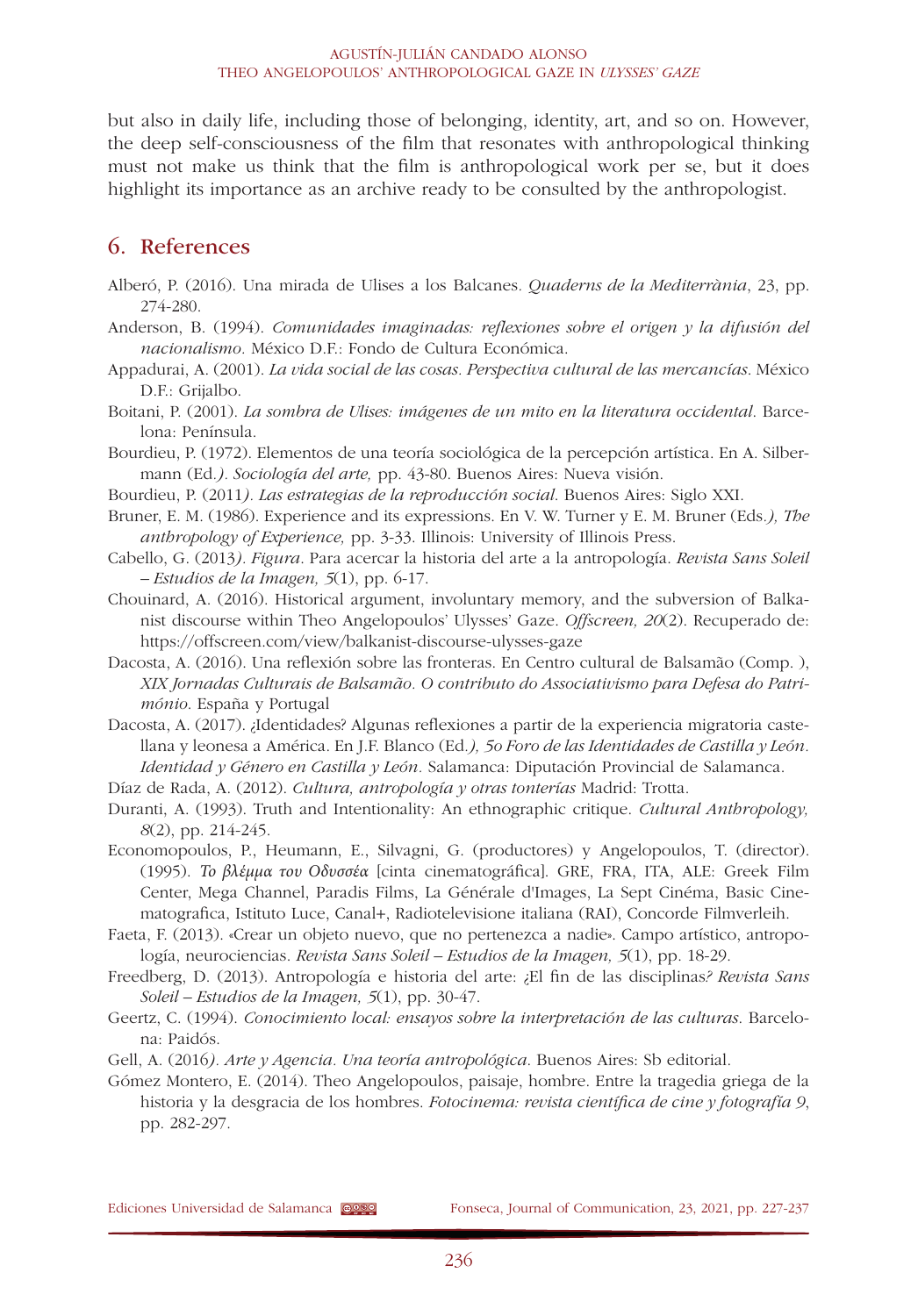but also in daily life, including those of belonging, identity, art, and so on. However, the deep self-consciousness of the film that resonates with anthropological thinking must not make us think that the film is anthropological work per se, but it does highlight its importance as an archive ready to be consulted by the anthropologist.

## 6. References

Alberó, P. (2016). Una mirada de Ulises a los Balcanes. *Quaderns de la Mediterrània*, 23, pp. 274-280.

Anderson, B. (1994). *Comunidades imaginadas: reflexiones sobre el origen y la difusión del nacionalismo.* México D.F.: Fondo de Cultura Económica.

Appadurai, A. (2001). *La vida social de las cosas. Perspectiva cultural de las mercancías.* México D.F.: Grijalbo.

Boitani, P. (2001). *La sombra de Ulises: imágenes de un mito en la literatura occidental*. Barcelona: Península.

Bourdieu, P. (1972). Elementos de una teoría sociológica de la percepción artística. En A. Silbermann (Ed*.). Sociología del arte,* pp. 43-80. Buenos Aires: Nueva visión.

Bourdieu, P. (2011*). Las estrategias de la reproducción social*. Buenos Aires: Siglo XXI.

Bruner, E. M. (1986). Experience and its expressions. En V. W. Turner y E. M. Bruner (Eds*.), The anthropology of Experience,* pp. 3-33. Illinois: University of Illinois Press.

Cabello, G. (2013*). Figura*. Para acercar la historia del arte a la antropología. *Revista Sans Soleil – Estudios de la Imagen, 5*(1), pp. 6-17.

Chouinard, A. (2016). Historical argument, involuntary memory, and the subversion of Balkanist discourse within Theo Angelopoulos' Ulysses' Gaze. *Offscreen, 20*(2). Recuperado de: https://offscreen.com/view/balkanist-discourse-ulysses-gaze

Dacosta, A. (2016). Una reflexión sobre las fronteras. En Centro cultural de Balsamão (Comp. ), *XIX Jornadas Culturais de Balsamão. O contributo do Associativismo para Defesa do Património*. España y Portugal

Dacosta, A. (2017). ¿Identidades? Algunas reflexiones a partir de la experiencia migratoria castellana y leonesa a América. En J.F. Blanco (Ed*.), 5o Foro de las Identidades de Castilla y León. Identidad y Género en Castilla y León*. Salamanca: Diputación Provincial de Salamanca.

Díaz de Rada, A. (2012). *Cultura, antropología y otras tonterías* Madrid: Trotta.

Duranti, A. (1993). Truth and Intentionality: An ethnographic critique. *Cultural Anthropology, 8*(2), pp. 214-245.

Economopoulos, P., Heumann, E., Silvagni, G. (productores) y Angelopoulos, T. (director). (1995). *Το βλέμμα του Οδυσσέα* [cinta cinematográfica]. GRE, FRA, ITA, ALE: Greek Film Center, Mega Channel, Paradis Films, La Générale d'Images, La Sept Cinéma, Basic Cinematografica, Istituto Luce, Canal+, Radiotelevisione italiana (RAI), Concorde Filmverleih.

Faeta, F. (2013). «Crear un objeto nuevo, que no pertenezca a nadie». Campo artístico, antropología, neurociencias. *Revista Sans Soleil – Estudios de la Imagen, 5*(1), pp. 18-29.

Freedberg, D. (2013). Antropología e historia del arte: ¿El fin de las disciplinas*? Revista Sans Soleil – Estudios de la Imagen, 5*(1), pp. 30-47.

Geertz, C. (1994). *Conocimiento local: ensayos sobre la interpretación de las culturas*. Barcelona: Paidós.

Gell, A. (2016*). Arte y Agencia. Una teoría antropológica*. Buenos Aires: Sb editorial.

Gómez Montero, E. (2014). Theo Angelopoulos, paisaje, hombre. Entre la tragedia griega de la historia y la desgracia de los hombres. *Fotocinema: revista científica de cine y fotografía 9*, pp. 282-297.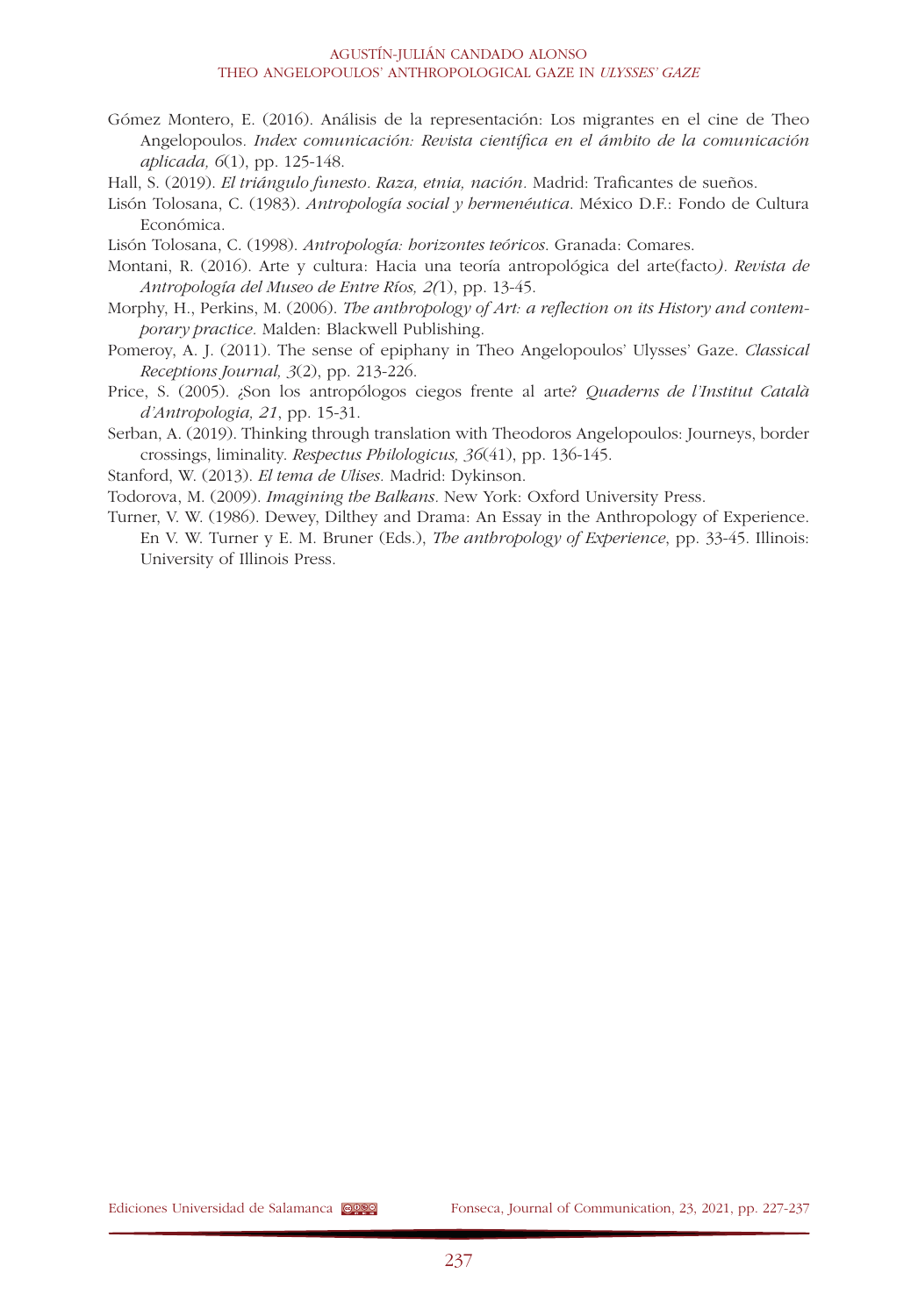Gómez Montero, E. (2016). Análisis de la representación: Los migrantes en el cine de Theo Angelopoulos. *Index comunicación: Revista científica en el ámbito de la comunicación aplicada, 6*(1), pp. 125-148.

Hall, S. (2019). *El triángulo funesto. Raza, etnia, nación.* Madrid: Traficantes de sueños.

Lisón Tolosana, C. (1983). *Antropología social y hermenéutica.* México D.F.: Fondo de Cultura Económica.

Lisón Tolosana, C. (1998). *Antropología: horizontes teóricos.* Granada: Comares.

Montani, R. (2016). Arte y cultura: Hacia una teoría antropológica del arte(facto*). Revista de Antropología del Museo de Entre Ríos, 2(*1), pp. 13-45.

Morphy, H., Perkins, M. (2006). *The anthropology of Art: a reflection on its History and contemporary practice.* Malden: Blackwell Publishing.

Pomeroy, A. J. (2011). The sense of epiphany in Theo Angelopoulos' Ulysses' Gaze. *Classical Receptions Journal, 3*(2), pp. 213-226.

Price, S. (2005). ¿Son los antropólogos ciegos frente al arte? *Quaderns de l'Institut Català d'Antropologia, 21*, pp. 15-31.

Serban, A. (2019). Thinking through translation with Theodoros Angelopoulos: Journeys, border crossings, liminality. *Respectus Philologicus, 36*(41), pp. 136-145.

Stanford, W. (2013). *El tema de Ulises.* Madrid: Dykinson.

Todorova, M. (2009). *Imagining the Balkans.* New York: Oxford University Press.

Turner, V. W. (1986). Dewey, Dilthey and Drama: An Essay in the Anthropology of Experience. En V. W. Turner y E. M. Bruner (Eds.), *The anthropology of Experience*, pp. 33-45. Illinois: University of Illinois Press.